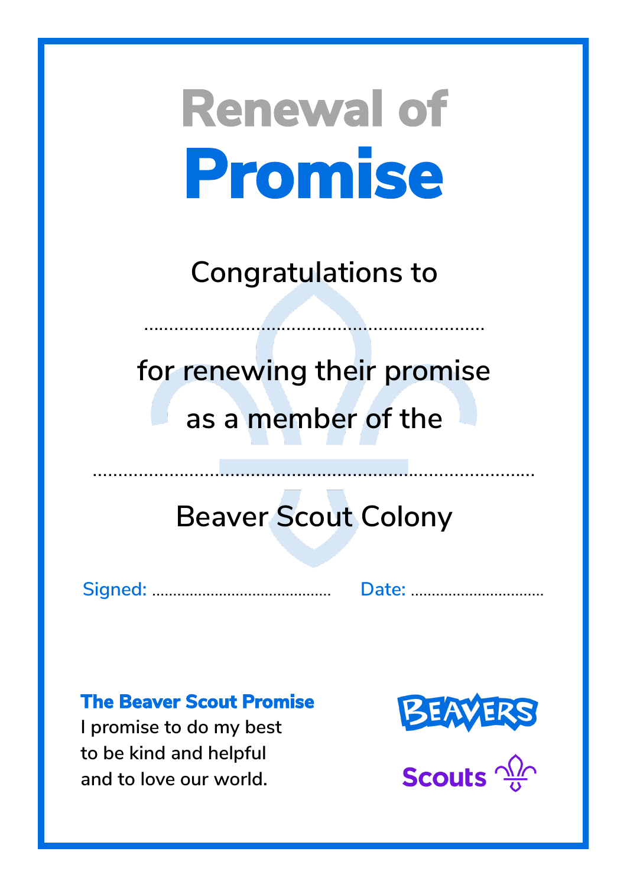# Renewal of Promise

Congratulations to

..................................................................

for renewing their promise

as a member of the

......................................................................................

Beaver Scout Colony

Signed: ........................................ Date: ................................

**The Beaver Scout Promise**

I promise to do my best
to be kind and helpful
and to love our world.

BEAVERS

Scouts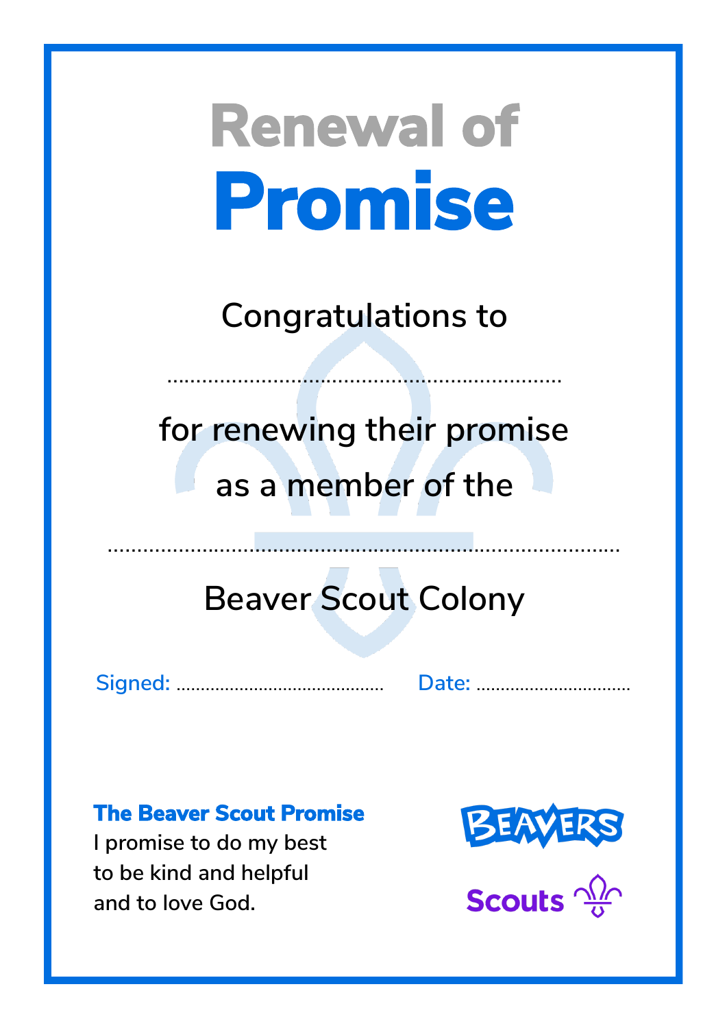# Renewal of Promise

Congratulations to

..................................................................

for renewing their promise

as a member of the

.........................................................................................

Beaver Scout Colony

Signed: .........................................  Date: ................................

**The Beaver Scout Promise**
I promise to do my best
to be kind and helpful
and to love God.

BEAVERS

Scouts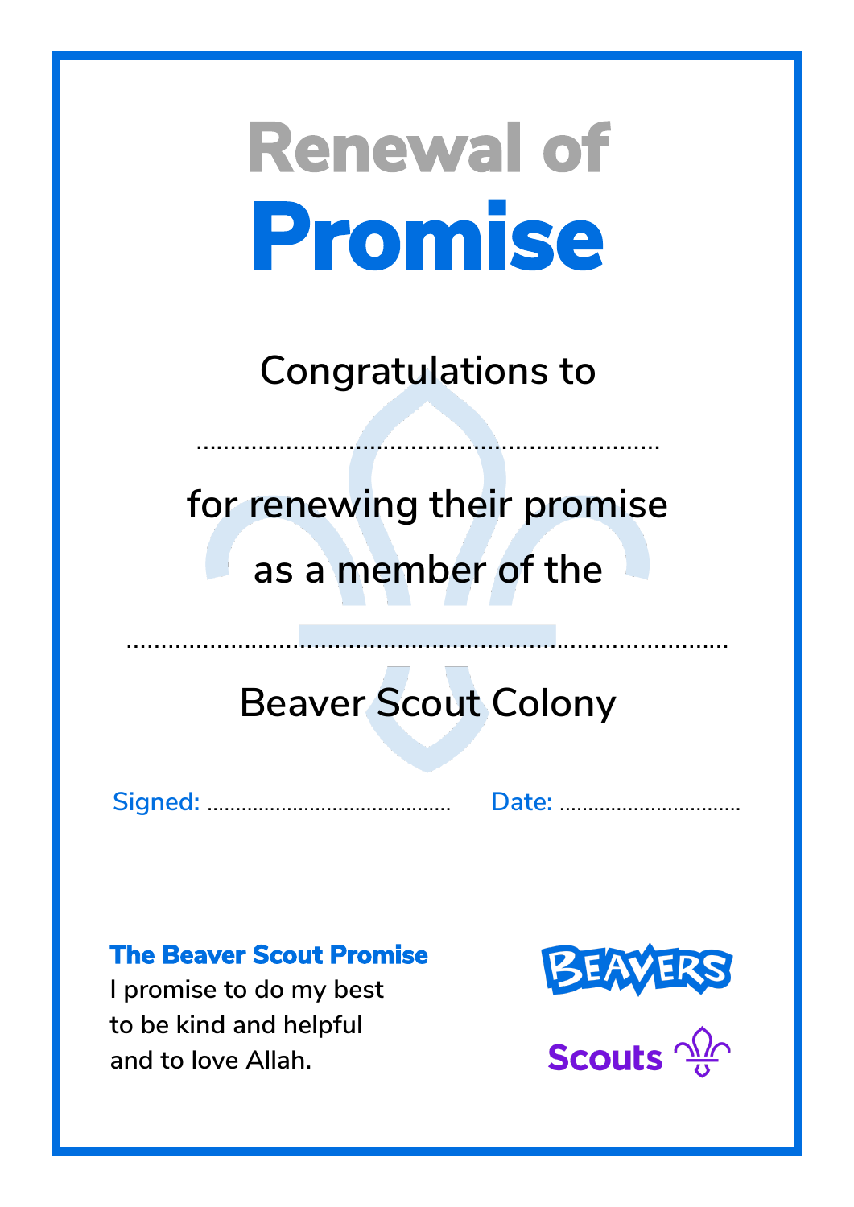# Renewal of Promise

Congratulations to

..................................................................

for renewing their promise

as a member of the

....................................................................................

Beaver Scout Colony

Signed: ..........................................    Date: ...............................

**The Beaver Scout Promise**

I promise to do my best
to be kind and helpful
and to love Allah.

BEAVERS

Scouts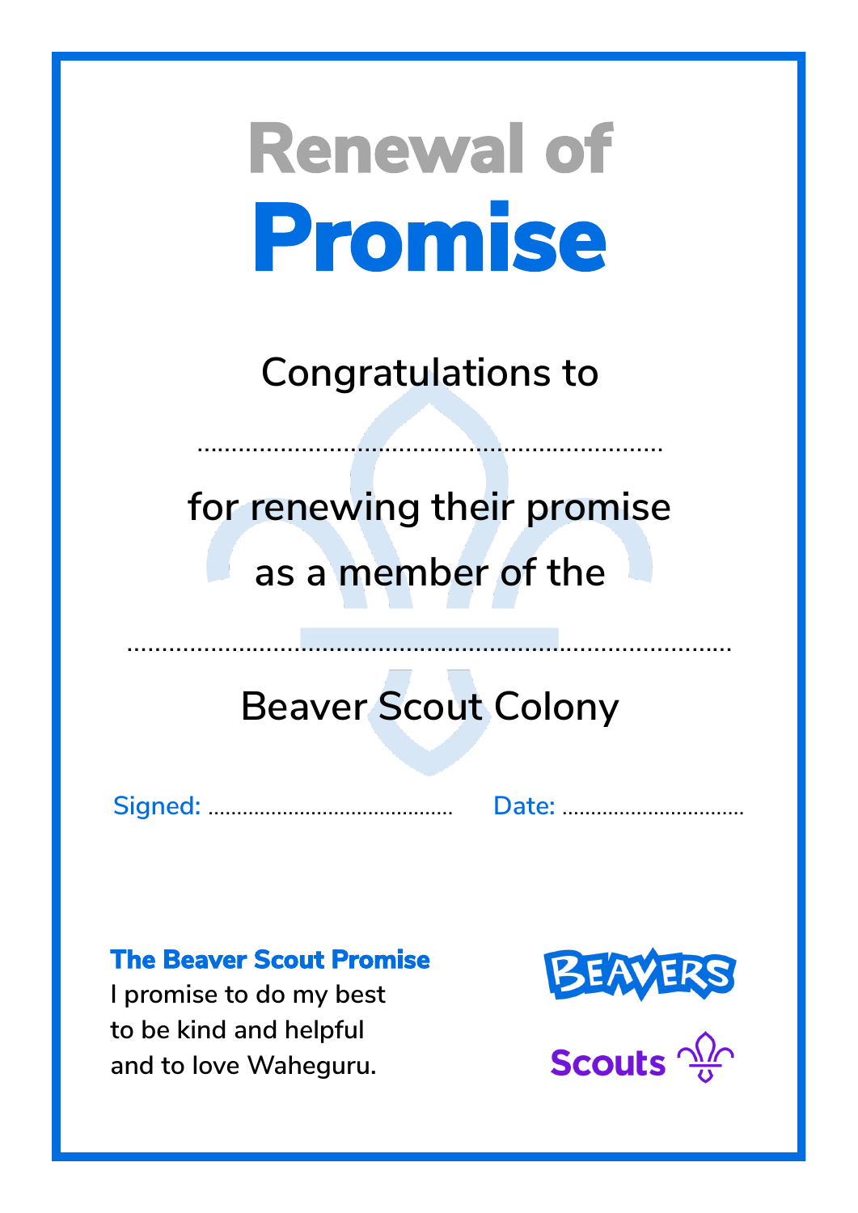# Renewal of Promise

Congratulations to

..................................................................

for renewing their promise

as a member of the

.....................................................................................

Beaver Scout Colony

Signed: .......................................... Date: ................................

**The Beaver Scout Promise**

I promise to do my best
to be kind and helpful
and to love Waheguru.

BEAVERS

Scouts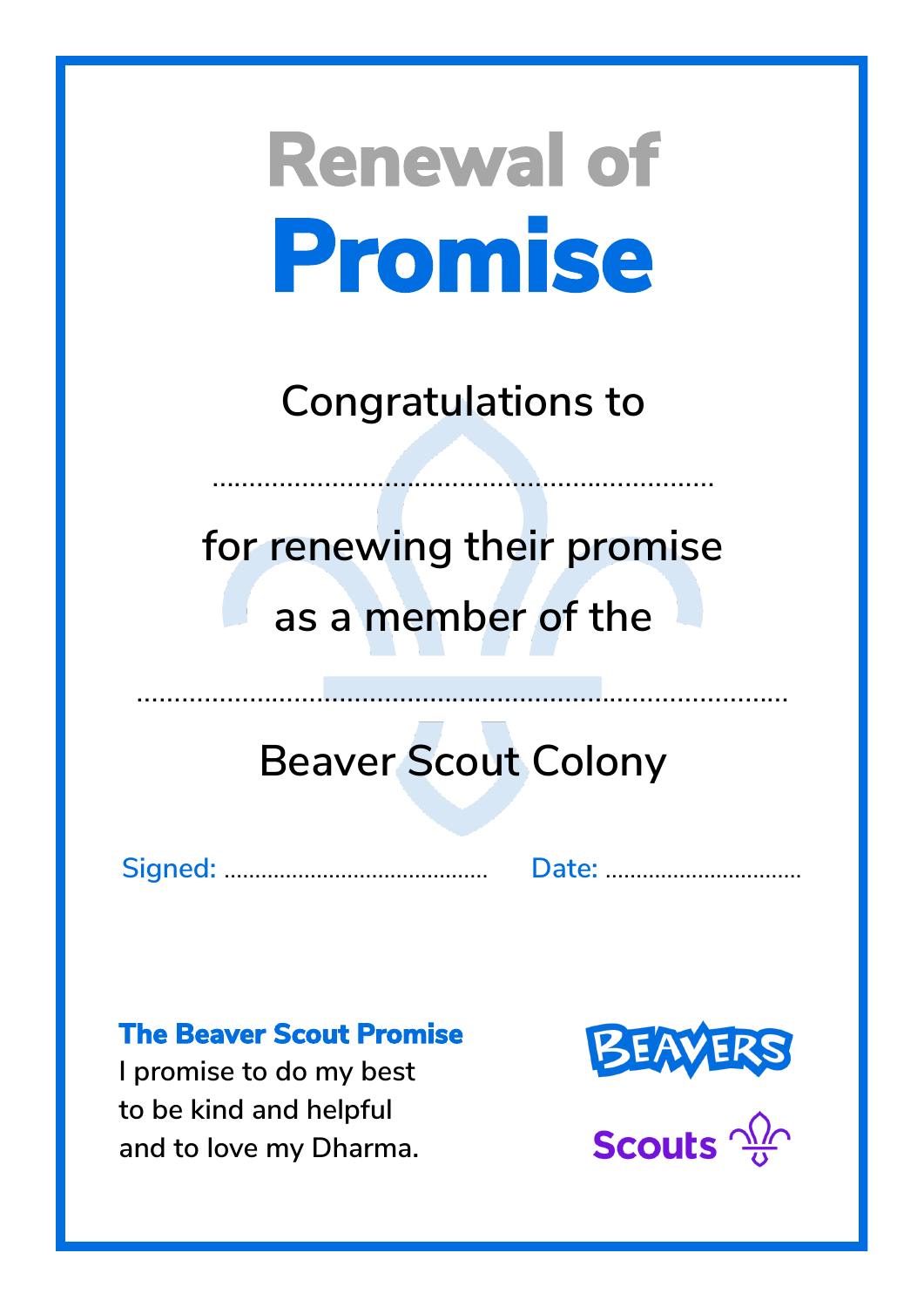# Renewal of Promise

Congratulations to

..................................................................

for renewing their promise

as a member of the

....................................................................................

Beaver Scout Colony

Signed: ........................................ Date: ..............................

**The Beaver Scout Promise**

I promise to do my best
to be kind and helpful
and to love my Dharma.

BEAVERS

Scouts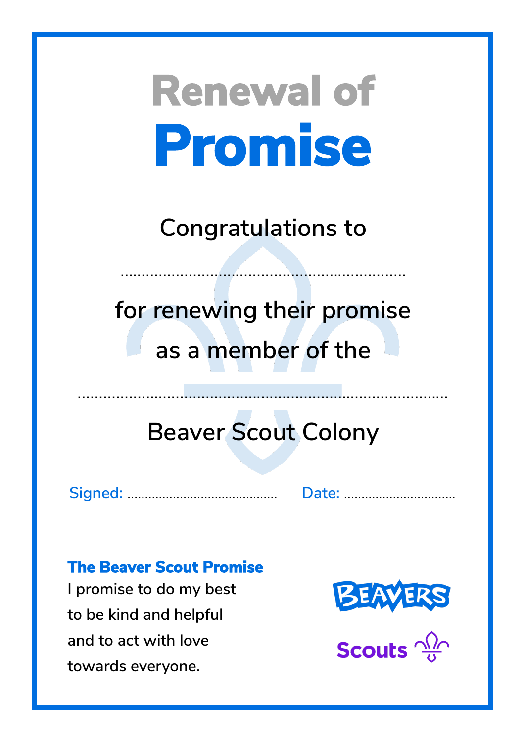# Renewal of Promise

Congratulations to

..................................................................

for renewing their promise

as a member of the

.......................................................................................

Beaver Scout Colony

Signed: .......................................... Date: ................................

**The Beaver Scout Promise**

I promise to do my best
to be kind and helpful
and to act with love
towards everyone.

BEAVERS

Scouts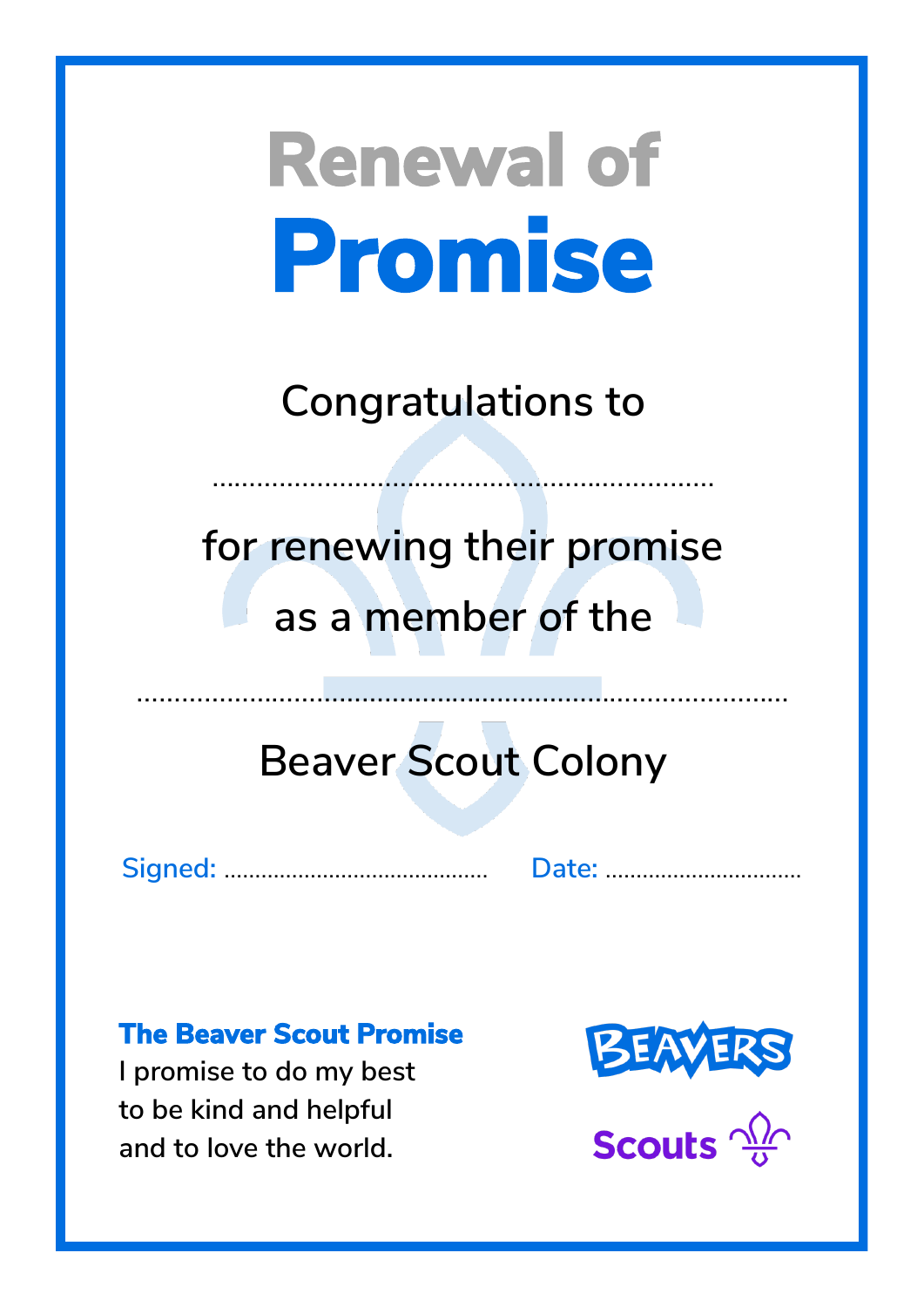# Renewal of Promise

Congratulations to

………………………………………………………………

for renewing their promise

as a member of the

………………………………………………………………………………

Beaver Scout Colony

Signed: ………………………………… Date: …………………………

**The Beaver Scout Promise**

I promise to do my best
to be kind and helpful
and to love the world.

BEAVERS

Scouts